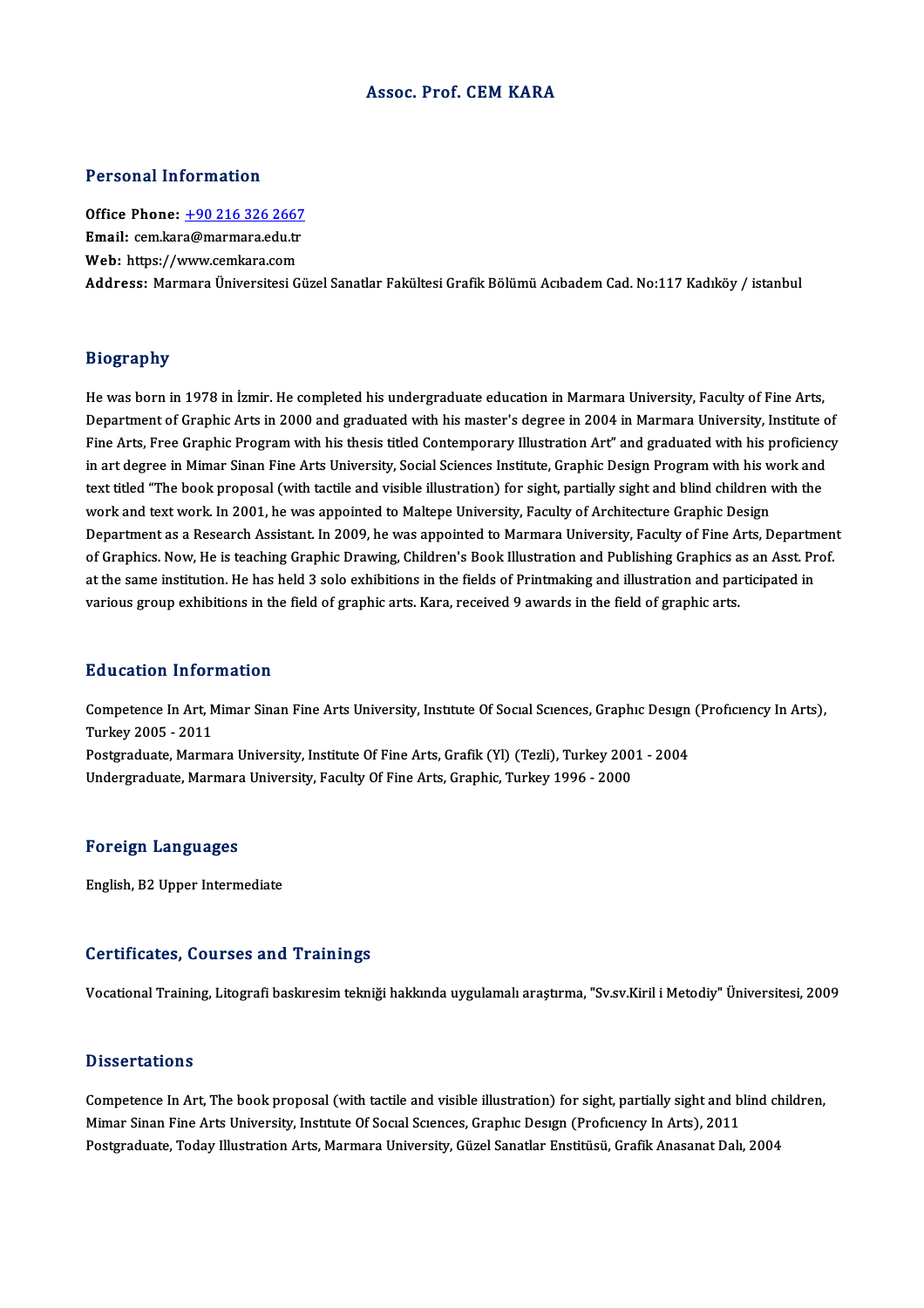# Assoc. Prof. CEM KARA

## Personal Information

**Office Phone:** +90 216 326 2667
**Email:** cem.kara@marmara.edu.tr
**Web:** https://www.cemkara.com
**Address:** Marmara Üniversitesi Güzel Sanatlar Fakültesi Grafik Bölümü Acıbadem Cad. No:117 Kadıköy / istanbul

## Biography

He was born in 1978 in İzmir. He completed his undergraduate education in Marmara University, Faculty of Fine Arts, Department of Graphic Arts in 2000 and graduated with his master's degree in 2004 in Marmara University, Institute of Fine Arts, Free Graphic Program with his thesis titled Contemporary Illustration Art" and graduated with his proficiency in art degree in Mimar Sinan Fine Arts University, Social Sciences Institute, Graphic Design Program with his work and text titled "The book proposal (with tactile and visible illustration) for sight, partially sight and blind children with the work and text work. In 2001, he was appointed to Maltepe University, Faculty of Architecture Graphic Design Department as a Research Assistant. In 2009, he was appointed to Marmara University, Faculty of Fine Arts, Department of Graphics. Now, He is teaching Graphic Drawing, Children's Book Illustration and Publishing Graphics as an Asst. Prof. at the same institution. He has held 3 solo exhibitions in the fields of Printmaking and illustration and participated in various group exhibitions in the field of graphic arts. Kara, received 9 awards in the field of graphic arts.

## Education Information

Competence In Art, Mimar Sinan Fine Arts University, Instıtute Of Socıal Scıences, Graphıc Desıgn (Profıcıency In Arts), Turkey 2005 - 2011
Postgraduate, Marmara University, Institute Of Fine Arts, Grafik (Yl) (Tezli), Turkey 2001 - 2004
Undergraduate, Marmara University, Faculty Of Fine Arts, Graphic, Turkey 1996 - 2000

## Foreign Languages

English, B2 Upper Intermediate

## Certificates, Courses and Trainings

Vocational Training, Litografi baskıresim tekniği hakkında uygulamalı araştırma, "Sv.sv.Kiril i Metodiy" Üniversitesi, 2009

## Dissertations

Competence In Art, The book proposal (with tactile and visible illustration) for sight, partially sight and blind children, Mimar Sinan Fine Arts University, Instıtute Of Socıal Scıences, Graphıc Desıgn (Profıcıency In Arts), 2011
Postgraduate, Today Illustration Arts, Marmara University, Güzel Sanatlar Enstitüsü, Grafik Anasanat Dalı, 2004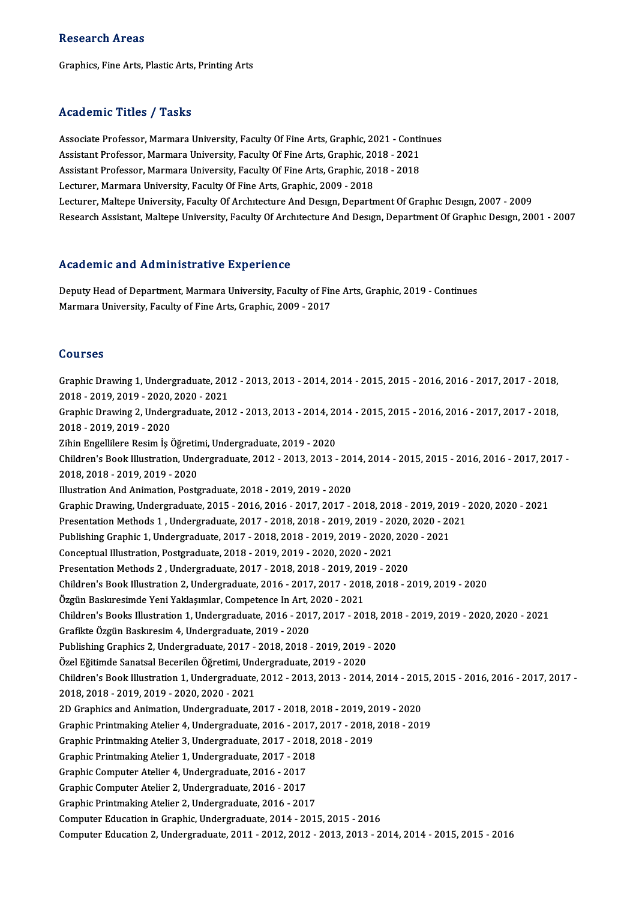## Research Areas

Graphics, Fine Arts, Plastic Arts, Printing Arts

## Academic Titles / Tasks

Associate Professor, Marmara University, Faculty Of Fine Arts, Graphic, 2021 - Continues
Assistant Professor, Marmara University, Faculty Of Fine Arts, Graphic, 2018 - 2021
Assistant Professor, Marmara University, Faculty Of Fine Arts, Graphic, 2018 - 2018
Lecturer, Marmara University, Faculty Of Fine Arts, Graphic, 2009 - 2018
Lecturer, Maltepe University, Faculty Of Archıtecture And Desıgn, Department Of Graphıc Desıgn, 2007 - 2009
Research Assistant, Maltepe University, Faculty Of Archıtecture And Desıgn, Department Of Graphıc Desıgn, 2001 - 2007

## Academic and Administrative Experience

Deputy Head of Department, Marmara University, Faculty of Fine Arts, Graphic, 2019 - Continues
Marmara University, Faculty of Fine Arts, Graphic, 2009 - 2017

## Courses

Graphic Drawing 1, Undergraduate, 2012 - 2013, 2013 - 2014, 2014 - 2015, 2015 - 2016, 2016 - 2017, 2017 - 2018, 2018 - 2019, 2019 - 2020, 2020 - 2021
Graphic Drawing 2, Undergraduate, 2012 - 2013, 2013 - 2014, 2014 - 2015, 2015 - 2016, 2016 - 2017, 2017 - 2018, 2018 - 2019, 2019 - 2020
Zihin Engellilere Resim İş Öğretimi, Undergraduate, 2019 - 2020
Children's Book Illustration, Undergraduate, 2012 - 2013, 2013 - 2014, 2014 - 2015, 2015 - 2016, 2016 - 2017, 2017 - 2018, 2018 - 2019, 2019 - 2020
Illustration And Animation, Postgraduate, 2018 - 2019, 2019 - 2020
Graphic Drawing, Undergraduate, 2015 - 2016, 2016 - 2017, 2017 - 2018, 2018 - 2019, 2019 - 2020, 2020 - 2021
Presentation Methods 1 , Undergraduate, 2017 - 2018, 2018 - 2019, 2019 - 2020, 2020 - 2021
Publishing Graphic 1, Undergraduate, 2017 - 2018, 2018 - 2019, 2019 - 2020, 2020 - 2021
Conceptual Illustration, Postgraduate, 2018 - 2019, 2019 - 2020, 2020 - 2021
Presentation Methods 2 , Undergraduate, 2017 - 2018, 2018 - 2019, 2019 - 2020
Children's Book Illustration 2, Undergraduate, 2016 - 2017, 2017 - 2018, 2018 - 2019, 2019 - 2020
Özgün Baskıresimde Yeni Yaklaşımlar, Competence In Art, 2020 - 2021
Children's Books Illustration 1, Undergraduate, 2016 - 2017, 2017 - 2018, 2018 - 2019, 2019 - 2020, 2020 - 2021
Grafikte Özgün Baskıresim 4, Undergraduate, 2019 - 2020
Publishing Graphics 2, Undergraduate, 2017 - 2018, 2018 - 2019, 2019 - 2020
Özel Eğitimde Sanatsal Becerilen Öğretimi, Undergraduate, 2019 - 2020
Children's Book Illustration 1, Undergraduate, 2012 - 2013, 2013 - 2014, 2014 - 2015, 2015 - 2016, 2016 - 2017, 2017 - 2018, 2018 - 2019, 2019 - 2020, 2020 - 2021
2D Graphics and Animation, Undergraduate, 2017 - 2018, 2018 - 2019, 2019 - 2020
Graphic Printmaking Atelier 4, Undergraduate, 2016 - 2017, 2017 - 2018, 2018 - 2019
Graphic Printmaking Atelier 3, Undergraduate, 2017 - 2018, 2018 - 2019
Graphic Printmaking Atelier 1, Undergraduate, 2017 - 2018
Graphic Computer Atelier 4, Undergraduate, 2016 - 2017
Graphic Computer Atelier 2, Undergraduate, 2016 - 2017
Graphic Printmaking Atelier 2, Undergraduate, 2016 - 2017
Computer Education in Graphic, Undergraduate, 2014 - 2015, 2015 - 2016
Computer Education 2, Undergraduate, 2011 - 2012, 2012 - 2013, 2013 - 2014, 2014 - 2015, 2015 - 2016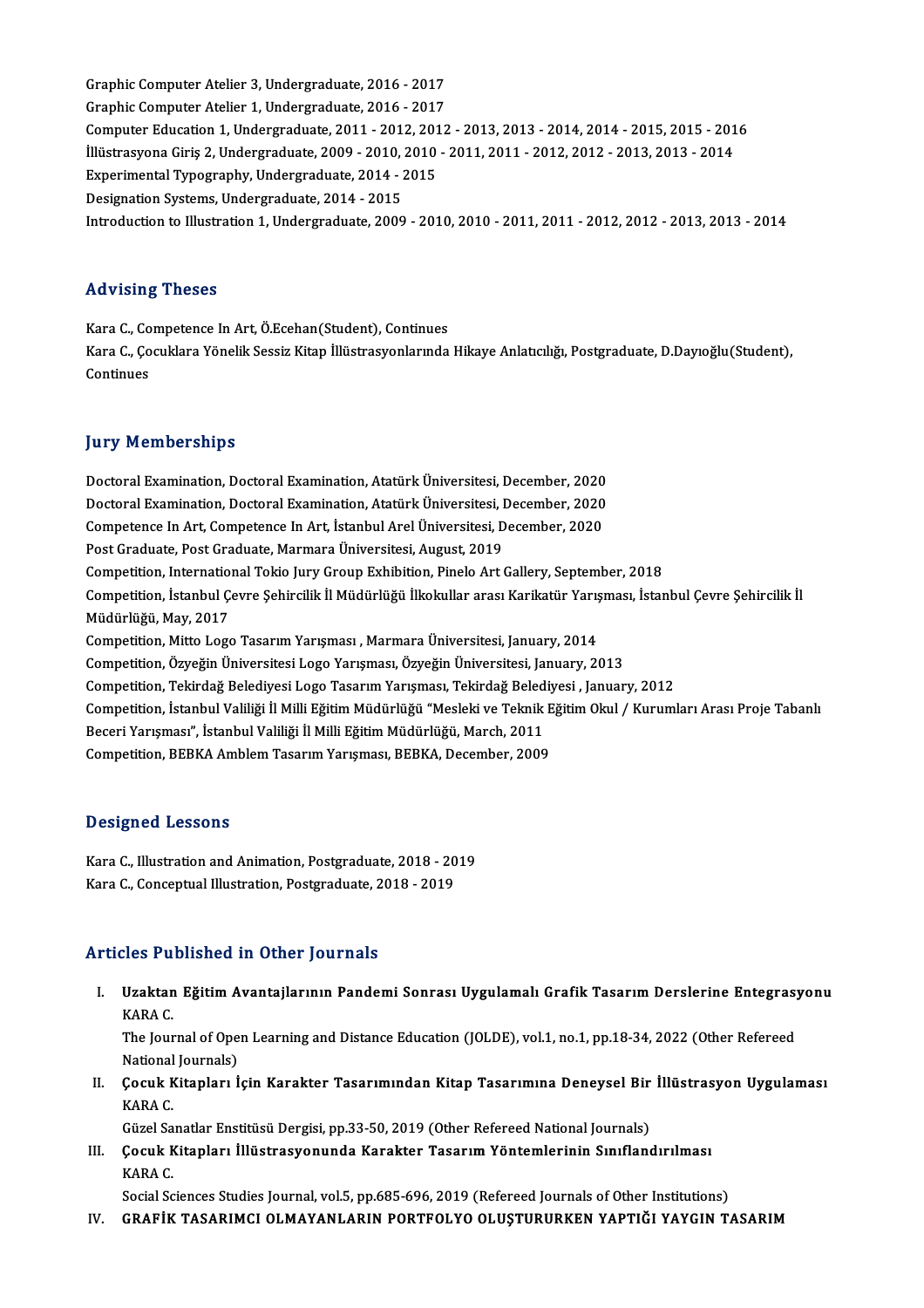Graphic Computer Atelier 3, Undergraduate, 2016 - 2017
Graphic Computer Atelier 1, Undergraduate, 2016 - 2017
Computer Education 1, Undergraduate, 2011 - 2012, 2012 - 2013, 2013 - 2014, 2014 - 2015, 2015 - 2016
İllüstrasyona Giriş 2, Undergraduate, 2009 - 2010, 2010 - 2011, 2011 - 2012, 2012 - 2013, 2013 - 2014
Experimental Typography, Undergraduate, 2014 - 2015
Designation Systems, Undergraduate, 2014 - 2015
Introduction to Illustration 1, Undergraduate, 2009 - 2010, 2010 - 2011, 2011 - 2012, 2012 - 2013, 2013 - 2014

## Advising Theses

Kara C., Competence In Art, Ö.Ecehan(Student), Continues
Kara C., Çocuklara Yönelik Sessiz Kitap İllüstrasyonlarında Hikaye Anlatıcılığı, Postgraduate, D.Dayıoğlu(Student), Continues

## Jury Memberships

Doctoral Examination, Doctoral Examination, Atatürk Üniversitesi, December, 2020
Doctoral Examination, Doctoral Examination, Atatürk Üniversitesi, December, 2020
Competence In Art, Competence In Art, İstanbul Arel Üniversitesi, December, 2020
Post Graduate, Post Graduate, Marmara Üniversitesi, August, 2019
Competition, International Tokio Jury Group Exhibition, Pinelo Art Gallery, September, 2018
Competition, İstanbul Çevre Şehircilik İl Müdürlüğü İlkokullar arası Karikatür Yarışması, İstanbul Çevre Şehircilik İl Müdürlüğü, May, 2017
Competition, Mitto Logo Tasarım Yarışması , Marmara Üniversitesi, January, 2014
Competition, Özyeğin Üniversitesi Logo Yarışması, Özyeğin Üniversitesi, January, 2013
Competition, Tekirdağ Belediyesi Logo Tasarım Yarışması, Tekirdağ Belediyesi , January, 2012
Competition, İstanbul Valiliği İl Milli Eğitim Müdürlüğü "Mesleki ve Teknik Eğitim Okul / Kurumları Arası Proje Tabanlı Beceri Yarışması", İstanbul Valiliği İl Milli Eğitim Müdürlüğü, March, 2011
Competition, BEBKA Amblem Tasarım Yarışması, BEBKA, December, 2009

## Designed Lessons

Kara C., Illustration and Animation, Postgraduate, 2018 - 2019
Kara C., Conceptual Illustration, Postgraduate, 2018 - 2019

## Articles Published in Other Journals

I. **Uzaktan Eğitim Avantajlarının Pandemi Sonrası Uygulamalı Grafik Tasarım Derslerine Entegrasyonu**
   KARA C.
   The Journal of Open Learning and Distance Education (JOLDE), vol.1, no.1, pp.18-34, 2022 (Other Refereed National Journals)
II. **Çocuk Kitapları İçin Karakter Tasarımından Kitap Tasarımına Deneysel Bir İllüstrasyon Uygulaması**
   KARA C.
   Güzel Sanatlar Enstitüsü Dergisi, pp.33-50, 2019 (Other Refereed National Journals)
III. **Çocuk Kitapları İllüstrasyonunda Karakter Tasarım Yöntemlerinin Sınıflandırılması**
   KARA C.
   Social Sciences Studies Journal, vol.5, pp.685-696, 2019 (Refereed Journals of Other Institutions)
IV. **GRAFİK TASARIMCI OLMAYANLARIN PORTFOLYO OLUŞTURURKEN YAPTIĞI YAYGIN TASARIM**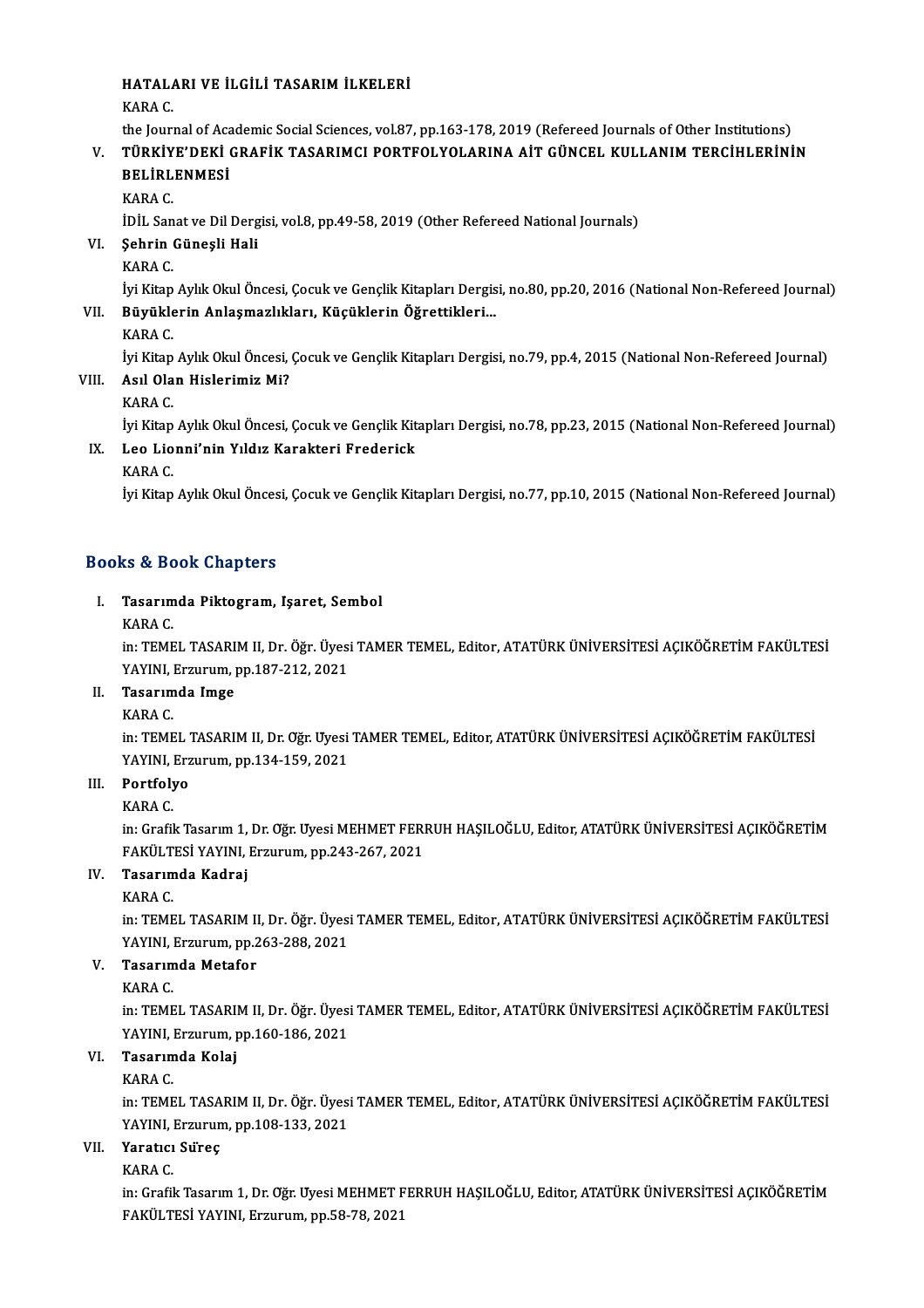HATALARI VE İLGİLİ TASARIM İLKELERİ
KARA C.
the Journal of Academic Social Sciences, vol.87, pp.163-178, 2019 (Refereed Journals of Other Institutions)

V. **TÜRKİYE'DEKİ GRAFİK TASARIMCI PORTFOLYOLARINA AİT GÜNCEL KULLANIM TERCİHLERİNİN BELİRLENMESİ**
KARA C.
İDİL Sanat ve Dil Dergisi, vol.8, pp.49-58, 2019 (Other Refereed National Journals)

VI. **Şehrin Güneşli Hali**
KARA C.
İyi Kitap Aylık Okul Öncesi, Çocuk ve Gençlik Kitapları Dergisi, no.80, pp.20, 2016 (National Non-Refereed Journal)

VII. **Büyüklerin Anlaşmazlıkları, Küçüklerin Öğrettikleri...**
KARA C.
İyi Kitap Aylık Okul Öncesi, Çocuk ve Gençlik Kitapları Dergisi, no.79, pp.4, 2015 (National Non-Refereed Journal)

VIII. **Asıl Olan Hislerimiz Mi?**
KARA C.
İyi Kitap Aylık Okul Öncesi, Çocuk ve Gençlik Kitapları Dergisi, no.78, pp.23, 2015 (National Non-Refereed Journal)

IX. **Leo Lionni'nin Yıldız Karakteri Frederick**
KARA C.
İyi Kitap Aylık Okul Öncesi, Çocuk ve Gençlik Kitapları Dergisi, no.77, pp.10, 2015 (National Non-Refereed Journal)

## Books & Book Chapters

I. **Tasarımda Piktogram, Işaret, Sembol**
KARA C.
in: TEMEL TASARIM II, Dr. Öğr. Üyesi TAMER TEMEL, Editor, ATATÜRK ÜNİVERSİTESİ AÇIKÖĞRETİM FAKÜLTESİ YAYINI, Erzurum, pp.187-212, 2021

II. **Tasarımda Imge**
KARA C.
in: TEMEL TASARIM II, Dr. Oğr. Uyesi TAMER TEMEL, Editor, ATATÜRK ÜNİVERSİTESİ AÇIKÖĞRETİM FAKÜLTESİ YAYINI, Erzurum, pp.134-159, 2021

III. **Portfolyo**
KARA C.
in: Grafik Tasarım 1, Dr. Oğr. Uyesi MEHMET FERRUH HAŞILOĞLU, Editor, ATATÜRK ÜNİVERSİTESİ AÇIKÖĞRETİM FAKÜLTESİ YAYINI, Erzurum, pp.243-267, 2021

IV. **Tasarımda Kadraj**
KARA C.
in: TEMEL TASARIM II, Dr. Öğr. Üyesi TAMER TEMEL, Editor, ATATÜRK ÜNİVERSİTESİ AÇIKÖĞRETİM FAKÜLTESİ YAYINI, Erzurum, pp.263-288, 2021

V. **Tasarımda Metafor**
KARA C.
in: TEMEL TASARIM II, Dr. Öğr. Üyesi TAMER TEMEL, Editor, ATATÜRK ÜNİVERSİTESİ AÇIKÖĞRETİM FAKÜLTESİ YAYINI, Erzurum, pp.160-186, 2021

VI. **Tasarımda Kolaj**
KARA C.
in: TEMEL TASARIM II, Dr. Öğr. Üyesi TAMER TEMEL, Editor, ATATÜRK ÜNİVERSİTESİ AÇIKÖĞRETİM FAKÜLTESİ YAYINI, Erzurum, pp.108-133, 2021

VII. **Yaratıcı Süreç**
KARA C.
in: Grafik Tasarım 1, Dr. Oğr. Uyesi MEHMET FERRUH HAŞILOĞLU, Editor, ATATÜRK ÜNİVERSİTESİ AÇIKÖĞRETİM FAKÜLTESİ YAYINI, Erzurum, pp.58-78, 2021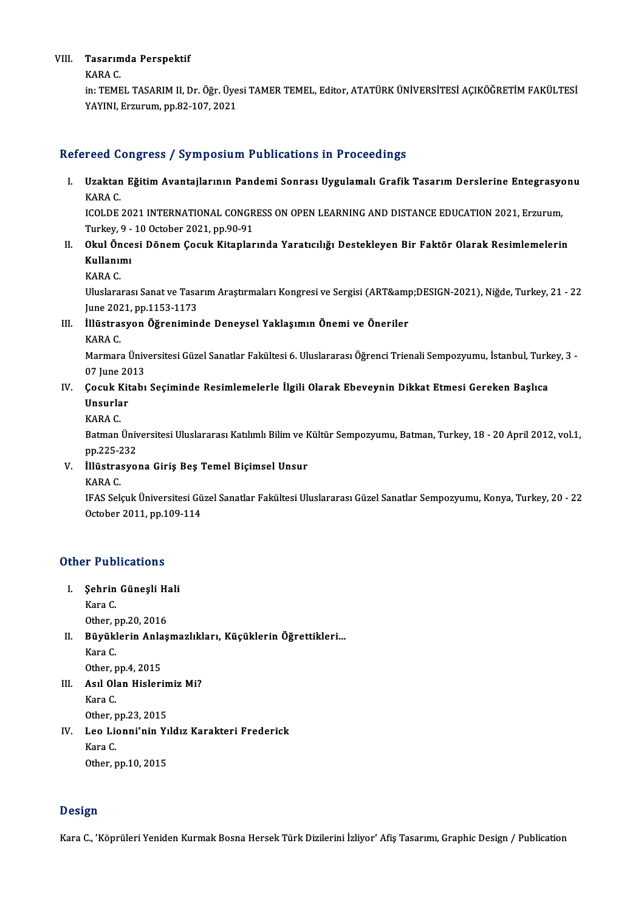VIII. **Tasarımda Perspektif**
KARA C.
in: TEMEL TASARIM II, Dr. Öğr. Üyesi TAMER TEMEL, Editor, ATATÜRK ÜNİVERSİTESİ AÇIKÖĞRETİM FAKÜLTESİ YAYINI, Erzurum, pp.82-107, 2021

## Refereed Congress / Symposium Publications in Proceedings

I. **Uzaktan Eğitim Avantajlarının Pandemi Sonrası Uygulamalı Grafik Tasarım Derslerine Entegrasyonu**
KARA C.
ICOLDE 2021 INTERNATIONAL CONGRESS ON OPEN LEARNING AND DISTANCE EDUCATION 2021, Erzurum, Turkey, 9 - 10 October 2021, pp.90-91

II. **Okul Öncesi Dönem Çocuk Kitaplarında Yaratıcılığı Destekleyen Bir Faktör Olarak Resimlemelerin Kullanımı**
KARA C.
Uluslararası Sanat ve Tasarım Araştırmaları Kongresi ve Sergisi (ART&amp;DESIGN-2021), Niğde, Turkey, 21 - 22 June 2021, pp.1153-1173

III. **İllüstrasyon Öğreniminde Deneysel Yaklaşımın Önemi ve Öneriler**
KARA C.
Marmara Üniversitesi Güzel Sanatlar Fakültesi 6. Uluslararası Öğrenci Trienali Sempozyumu, İstanbul, Turkey, 3 - 07 June 2013

IV. **Çocuk Kitabı Seçiminde Resimlemelerle İlgili Olarak Ebeveynin Dikkat Etmesi Gereken Başlıca Unsurlar**
KARA C.
Batman Üniversitesi Uluslararası Katılımlı Bilim ve Kültür Sempozyumu, Batman, Turkey, 18 - 20 April 2012, vol.1, pp.225-232

V. **İllüstrasyona Giriş Beş Temel Biçimsel Unsur**
KARA C.
IFAS Selçuk Üniversitesi Güzel Sanatlar Fakültesi Uluslararası Güzel Sanatlar Sempozyumu, Konya, Turkey, 20 - 22 October 2011, pp.109-114

## Other Publications

I. **Şehrin Güneşli Hali**
Kara C.
Other, pp.20, 2016

II. **Büyüklerin Anlaşmazlıkları, Küçüklerin Öğrettikleri...**
Kara C.
Other, pp.4, 2015

III. **Asıl Olan Hislerimiz Mi?**
Kara C.
Other, pp.23, 2015

IV. **Leo Lionni'nin Yıldız Karakteri Frederick**
Kara C.
Other, pp.10, 2015

## Design

Kara C., 'Köprüleri Yeniden Kurmak Bosna Hersek Türk Dizilerini İzliyor' Afiş Tasarımı, Graphic Design / Publication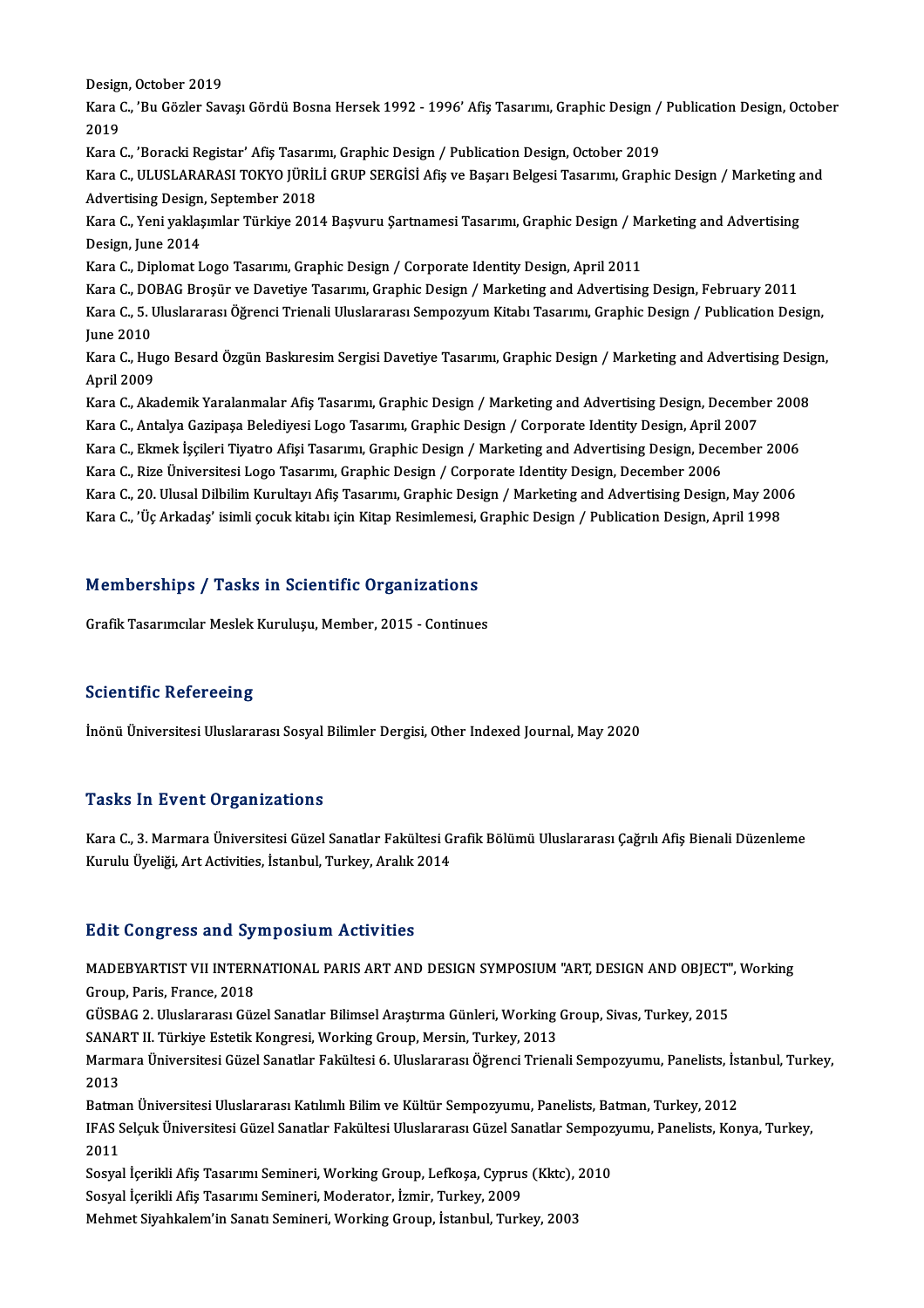Design, October 2019

Kara C., 'Bu Gözler Savaşı Gördü Bosna Hersek 1992 - 1996' Afiş Tasarımı, Graphic Design / Publication Design, October 2019

Kara C., 'Boracki Registar' Afiş Tasarımı, Graphic Design / Publication Design, October 2019

Kara C., ULUSLARARASI TOKYO JÜRİLİ GRUP SERGİSİ Afiş ve Başarı Belgesi Tasarımı, Graphic Design / Marketing and Advertising Design, September 2018

Kara C., Yeni yaklaşımlar Türkiye 2014 Başvuru Şartnamesi Tasarımı, Graphic Design / Marketing and Advertising Design, June 2014

Kara C., Diplomat Logo Tasarımı, Graphic Design / Corporate Identity Design, April 2011

Kara C., DOBAG Broşür ve Davetiye Tasarımı, Graphic Design / Marketing and Advertising Design, February 2011

Kara C., 5. Uluslararası Öğrenci Trienali Uluslararası Sempozyum Kitabı Tasarımı, Graphic Design / Publication Design, June 2010

Kara C., Hugo Besard Özgün Baskıresim Sergisi Davetiye Tasarımı, Graphic Design / Marketing and Advertising Design, April 2009

Kara C., Akademik Yaralanmalar Afiş Tasarımı, Graphic Design / Marketing and Advertising Design, December 2008

Kara C., Antalya Gazipaşa Belediyesi Logo Tasarımı, Graphic Design / Corporate Identity Design, April 2007

Kara C., Ekmek İşçileri Tiyatro Afişi Tasarımı, Graphic Design / Marketing and Advertising Design, December 2006

Kara C., Rize Üniversitesi Logo Tasarımı, Graphic Design / Corporate Identity Design, December 2006

Kara C., 20. Ulusal Dilbilim Kurultayı Afiş Tasarımı, Graphic Design / Marketing and Advertising Design, May 2006

Kara C., 'Üç Arkadaş' isimli çocuk kitabı için Kitap Resimlemesi, Graphic Design / Publication Design, April 1998

## Memberships / Tasks in Scientific Organizations

Grafik Tasarımcılar Meslek Kuruluşu, Member, 2015 - Continues

## Scientific Refereeing

İnönü Üniversitesi Uluslararası Sosyal Bilimler Dergisi, Other Indexed Journal, May 2020

## Tasks In Event Organizations

Kara C., 3. Marmara Üniversitesi Güzel Sanatlar Fakültesi Grafik Bölümü Uluslararası Çağrılı Afiş Bienali Düzenleme Kurulu Üyeliği, Art Activities, İstanbul, Turkey, Aralık 2014

## Edit Congress and Symposium Activities

MADEBYARTIST VII INTERNATIONAL PARIS ART AND DESIGN SYMPOSIUM "ART, DESIGN AND OBJECT", Working Group, Paris, France, 2018

GÜSBAG 2. Uluslararası Güzel Sanatlar Bilimsel Araştırma Günleri, Working Group, Sivas, Turkey, 2015

SANART II. Türkiye Estetik Kongresi, Working Group, Mersin, Turkey, 2013

Marmara Üniversitesi Güzel Sanatlar Fakültesi 6. Uluslararası Öğrenci Trienali Sempozyumu, Panelists, İstanbul, Turkey, 2013

Batman Üniversitesi Uluslararası Katılımlı Bilim ve Kültür Sempozyumu, Panelists, Batman, Turkey, 2012

IFAS Selçuk Üniversitesi Güzel Sanatlar Fakültesi Uluslararası Güzel Sanatlar Sempozyumu, Panelists, Konya, Turkey, 2011

Sosyal İçerikli Afiş Tasarımı Semineri, Working Group, Lefkoşa, Cyprus (Kktc), 2010

Sosyal İçerikli Afiş Tasarımı Semineri, Moderator, İzmir, Turkey, 2009

Mehmet Siyahkalem'in Sanatı Semineri, Working Group, İstanbul, Turkey, 2003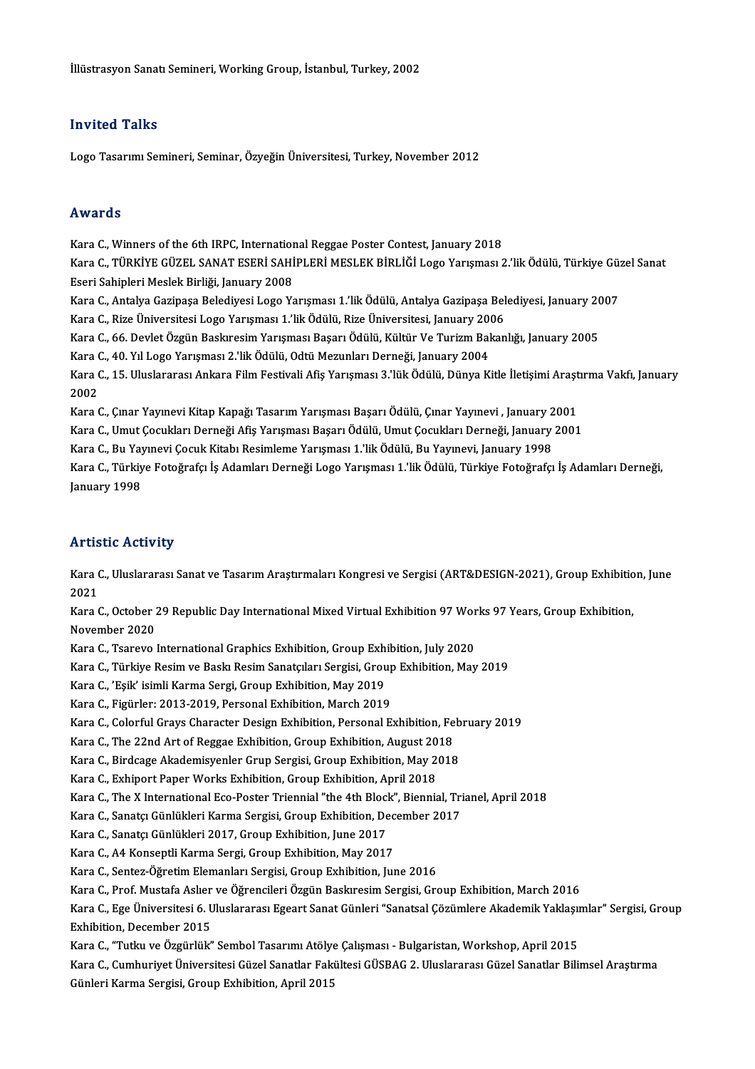İllüstrasyon Sanatı Semineri, Working Group, İstanbul, Turkey, 2002

## Invited Talks

Logo Tasarımı Semineri, Seminar, Özyeğin Üniversitesi, Turkey, November 2012

## Awards

Kara C., Winners of the 6th IRPC, International Reggae Poster Contest, January 2018
Kara C., TÜRKİYE GÜZEL SANAT ESERİ SAHİPLERİ MESLEK BİRLİĞİ Logo Yarışması 2.'lik Ödülü, Türkiye Güzel Sanat Eseri Sahipleri Meslek Birliği, January 2008
Kara C., Antalya Gazipaşa Belediyesi Logo Yarışması 1.'lik Ödülü, Antalya Gazipaşa Belediyesi, January 2007
Kara C., Rize Üniversitesi Logo Yarışması 1.'lik Ödülü, Rize Üniversitesi, January 2006
Kara C., 66. Devlet Özgün Baskıresim Yarışması Başarı Ödülü, Kültür Ve Turizm Bakanlığı, January 2005
Kara C., 40. Yıl Logo Yarışması 2.'lik Ödülü, Odtü Mezunları Derneği, January 2004
Kara C., 15. Uluslararası Ankara Film Festivali Afiş Yarışması 3.'lük Ödülü, Dünya Kitle İletişimi Araştırma Vakfı, January 2002
Kara C., Çınar Yayınevi Kitap Kapağı Tasarım Yarışması Başarı Ödülü, Çınar Yayınevi , January 2001
Kara C., Umut Çocukları Derneği Afiş Yarışması Başarı Ödülü, Umut Çocukları Derneği, January 2001
Kara C., Bu Yayınevi Çocuk Kitabı Resimleme Yarışması 1.'lik Ödülü, Bu Yayınevi, January 1998
Kara C., Türkiye Fotoğrafçı İş Adamları Derneği Logo Yarışması 1.'lik Ödülü, Türkiye Fotoğrafçı İş Adamları Derneği, January 1998

## Artistic Activity

Kara C., Uluslararası Sanat ve Tasarım Araştırmaları Kongresi ve Sergisi (ART&DESIGN-2021), Group Exhibition, June 2021
Kara C., October 29 Republic Day International Mixed Virtual Exhibition 97 Works 97 Years, Group Exhibition, November 2020
Kara C., Tsarevo International Graphics Exhibition, Group Exhibition, July 2020
Kara C., Türkiye Resim ve Baskı Resim Sanatçıları Sergisi, Group Exhibition, May 2019
Kara C., 'Eşik' isimli Karma Sergi, Group Exhibition, May 2019
Kara C., Figürler: 2013-2019, Personal Exhibition, March 2019
Kara C., Colorful Grays Character Design Exhibition, Personal Exhibition, February 2019
Kara C., The 22nd Art of Reggae Exhibition, Group Exhibition, August 2018
Kara C., Birdcage Akademisyenler Grup Sergisi, Group Exhibition, May 2018
Kara C., Exhiport Paper Works Exhibition, Group Exhibition, April 2018
Kara C., The X International Eco-Poster Triennial "the 4th Block", Biennial, Trianel, April 2018
Kara C., Sanatçı Günlükleri Karma Sergisi, Group Exhibition, December 2017
Kara C., Sanatçı Günlükleri 2017, Group Exhibition, June 2017
Kara C., A4 Konseptli Karma Sergi, Group Exhibition, May 2017
Kara C., Sentez-Öğretim Elemanları Sergisi, Group Exhibition, June 2016
Kara C., Prof. Mustafa Aslıer ve Öğrencileri Özgün Baskıresim Sergisi, Group Exhibition, March 2016
Kara C., Ege Üniversitesi 6. Uluslararası Egeart Sanat Günleri "Sanatsal Çözümlere Akademik Yaklaşımlar" Sergisi, Group Exhibition, December 2015
Kara C., "Tutku ve Özgürlük" Sembol Tasarımı Atölye Çalışması - Bulgaristan, Workshop, April 2015
Kara C., Cumhuriyet Üniversitesi Güzel Sanatlar Fakültesi GÜSBAG 2. Uluslararası Güzel Sanatlar Bilimsel Araştırma Günleri Karma Sergisi, Group Exhibition, April 2015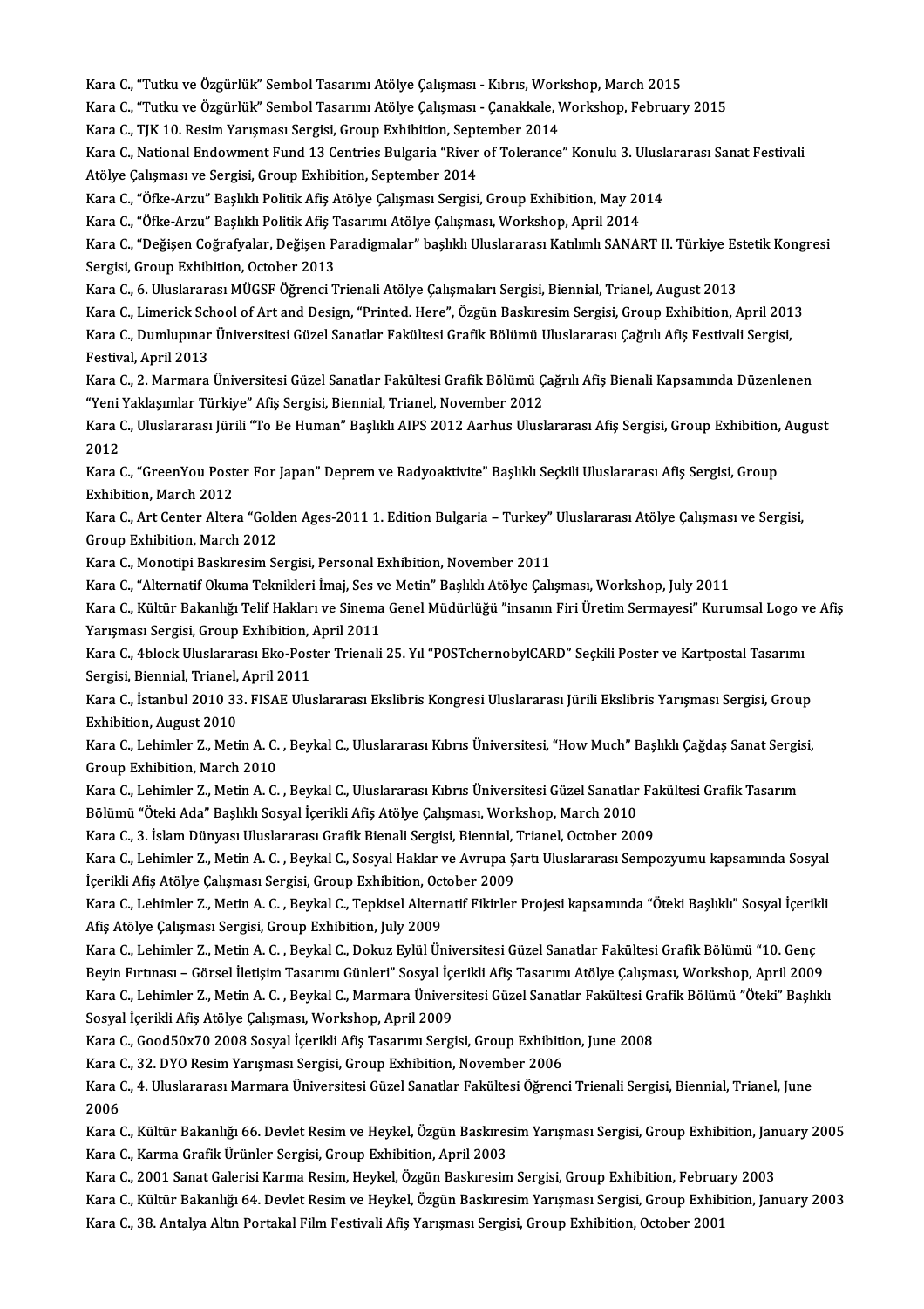Kara C., "Tutku ve Özgürlük" Sembol Tasarımı Atölye Çalışması - Kıbrıs, Workshop, March 2015

Kara C., "Tutku ve Özgürlük" Sembol Tasarımı Atölye Çalışması - Çanakkale, Workshop, February 2015

Kara C., TJK 10. Resim Yarışması Sergisi, Group Exhibition, September 2014

Kara C., National Endowment Fund 13 Centries Bulgaria "River of Tolerance" Konulu 3. Uluslararası Sanat Festivali Atölye Çalışması ve Sergisi, Group Exhibition, September 2014

Kara C., "Öfke-Arzu" Başlıklı Politik Afiş Atölye Çalışması Sergisi, Group Exhibition, May 2014

Kara C., "Öfke-Arzu" Başlıklı Politik Afiş Tasarımı Atölye Çalışması, Workshop, April 2014

Kara C., "Değişen Coğrafyalar, Değişen Paradigmalar" başlıklı Uluslararası Katılımlı SANART II. Türkiye Estetik Kongresi Sergisi, Group Exhibition, October 2013

Kara C., 6. Uluslararası MÜGSF Öğrenci Trienali Atölye Çalışmaları Sergisi, Biennial, Trianel, August 2013

Kara C., Limerick School of Art and Design, "Printed. Here", Özgün Baskıresim Sergisi, Group Exhibition, April 2013

Kara C., Dumlupınar Üniversitesi Güzel Sanatlar Fakültesi Grafik Bölümü Uluslararası Çağrılı Afiş Festivali Sergisi, Festival, April 2013

Kara C., 2. Marmara Üniversitesi Güzel Sanatlar Fakültesi Grafik Bölümü Çağrılı Afiş Bienali Kapsamında Düzenlenen "Yeni Yaklaşımlar Türkiye" Afiş Sergisi, Biennial, Trianel, November 2012

Kara C., Uluslararası Jürili "To Be Human" Başlıklı AIPS 2012 Aarhus Uluslararası Afiş Sergisi, Group Exhibition, August 2012

Kara C., "GreenYou Poster For Japan" Deprem ve Radyoaktivite" Başlıklı Seçkili Uluslararası Afiş Sergisi, Group Exhibition, March 2012

Kara C., Art Center Altera "Golden Ages-2011 1. Edition Bulgaria – Turkey" Uluslararası Atölye Çalışması ve Sergisi, Group Exhibition, March 2012

Kara C., Monotipi Baskıresim Sergisi, Personal Exhibition, November 2011

Kara C., "Alternatif Okuma Teknikleri İmaj, Ses ve Metin" Başlıklı Atölye Çalışması, Workshop, July 2011

Kara C., Kültür Bakanlığı Telif Hakları ve Sinema Genel Müdürlüğü "insanın Firi Üretim Sermayesi" Kurumsal Logo ve Afiş Yarışması Sergisi, Group Exhibition, April 2011

Kara C., 4block Uluslararası Eko-Poster Trienali 25. Yıl "POSTchernobylCARD" Seçkili Poster ve Kartpostal Tasarımı Sergisi, Biennial, Trianel, April 2011

Kara C., İstanbul 2010 33. FISAE Uluslararası Ekslibris Kongresi Uluslararası Jürili Ekslibris Yarışması Sergisi, Group Exhibition, August 2010

Kara C., Lehimler Z., Metin A. C. , Beykal C., Uluslararası Kıbrıs Üniversitesi, "How Much" Başlıklı Çağdaş Sanat Sergisi, Group Exhibition, March 2010

Kara C., Lehimler Z., Metin A. C. , Beykal C., Uluslararası Kıbrıs Üniversitesi Güzel Sanatlar Fakültesi Grafik Tasarım Bölümü "Öteki Ada" Başlıklı Sosyal İçerikli Afiş Atölye Çalışması, Workshop, March 2010

Kara C., 3. İslam Dünyası Uluslararası Grafik Bienali Sergisi, Biennial, Trianel, October 2009

Kara C., Lehimler Z., Metin A. C. , Beykal C., Sosyal Haklar ve Avrupa Şartı Uluslararası Sempozyumu kapsamında Sosyal İçerikli Afiş Atölye Çalışması Sergisi, Group Exhibition, October 2009

Kara C., Lehimler Z., Metin A. C. , Beykal C., Tepkisel Alternatif Fikirler Projesi kapsamında "Öteki Başlıklı" Sosyal İçerikli Afiş Atölye Çalışması Sergisi, Group Exhibition, July 2009

Kara C., Lehimler Z., Metin A. C. , Beykal C., Dokuz Eylül Üniversitesi Güzel Sanatlar Fakültesi Grafik Bölümü "10. Genç Beyin Fırtınası – Görsel İletişim Tasarımı Günleri" Sosyal İçerikli Afiş Tasarımı Atölye Çalışması, Workshop, April 2009

Kara C., Lehimler Z., Metin A. C. , Beykal C., Marmara Üniversitesi Güzel Sanatlar Fakültesi Grafik Bölümü "Öteki" Başlıklı Sosyal İçerikli Afiş Atölye Çalışması, Workshop, April 2009

Kara C., Good50x70 2008 Sosyal İçerikli Afiş Tasarımı Sergisi, Group Exhibition, June 2008

Kara C., 32. DYO Resim Yarışması Sergisi, Group Exhibition, November 2006

Kara C., 4. Uluslararası Marmara Üniversitesi Güzel Sanatlar Fakültesi Öğrenci Trienali Sergisi, Biennial, Trianel, June 2006

Kara C., Kültür Bakanlığı 66. Devlet Resim ve Heykel, Özgün Baskıresim Yarışması Sergisi, Group Exhibition, January 2005

Kara C., Karma Grafik Ürünler Sergisi, Group Exhibition, April 2003

Kara C., 2001 Sanat Galerisi Karma Resim, Heykel, Özgün Baskıresim Sergisi, Group Exhibition, February 2003

Kara C., Kültür Bakanlığı 64. Devlet Resim ve Heykel, Özgün Baskıresim Yarışması Sergisi, Group Exhibition, January 2003

Kara C., 38. Antalya Altın Portakal Film Festivali Afiş Yarışması Sergisi, Group Exhibition, October 2001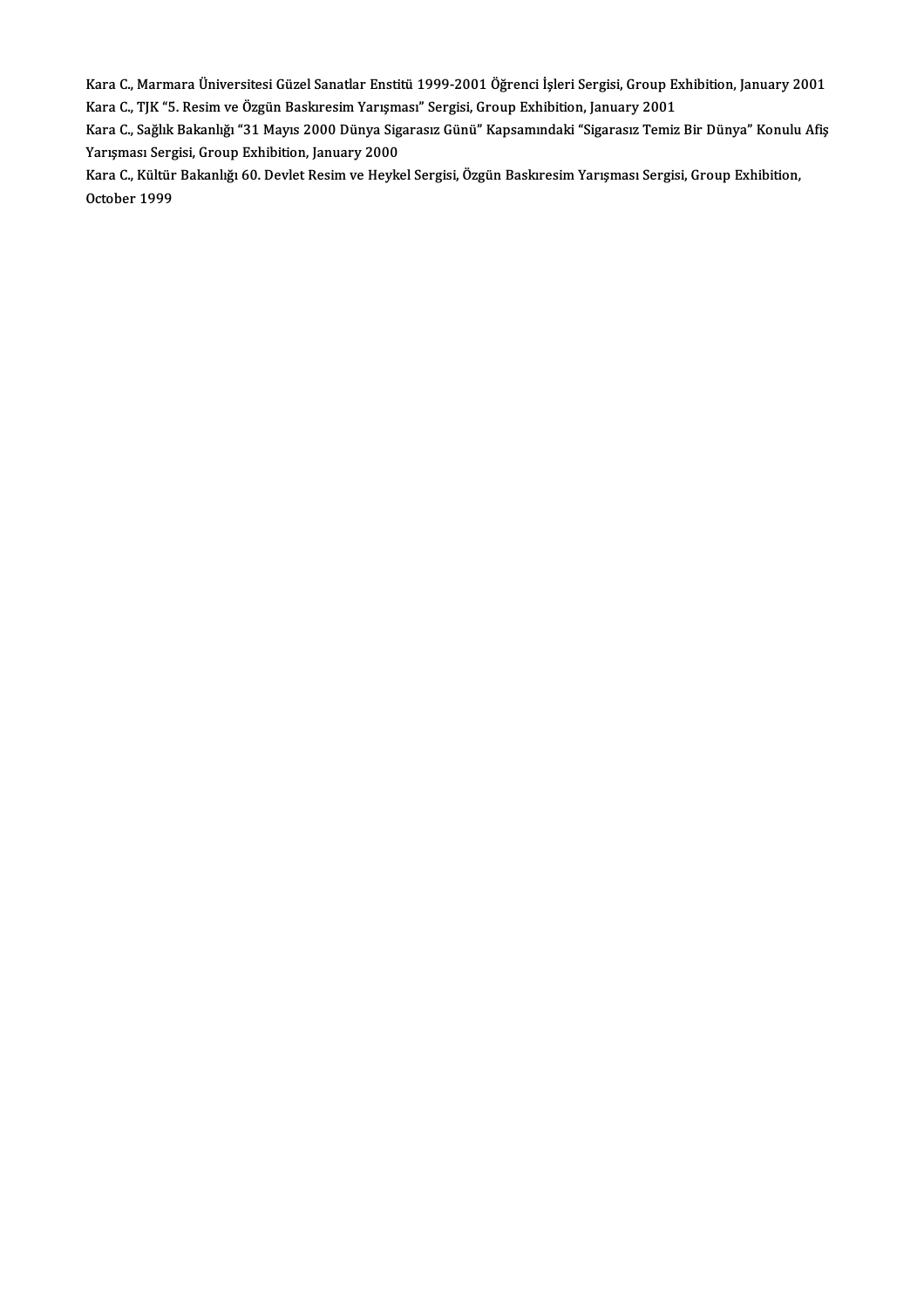Kara C., Marmara Üniversitesi Güzel Sanatlar Enstitü 1999-2001 Öğrenci İşleri Sergisi, Group Exhibition, January 2001

Kara C., TJK "5. Resim ve Özgün Baskıresim Yarışması" Sergisi, Group Exhibition, January 2001

Kara C., Sağlık Bakanlığı "31 Mayıs 2000 Dünya Sigarasız Günü" Kapsamındaki "Sigarasız Temiz Bir Dünya" Konulu Afiş Yarışması Sergisi, Group Exhibition, January 2000

Kara C., Kültür Bakanlığı 60. Devlet Resim ve Heykel Sergisi, Özgün Baskıresim Yarışması Sergisi, Group Exhibition, October 1999